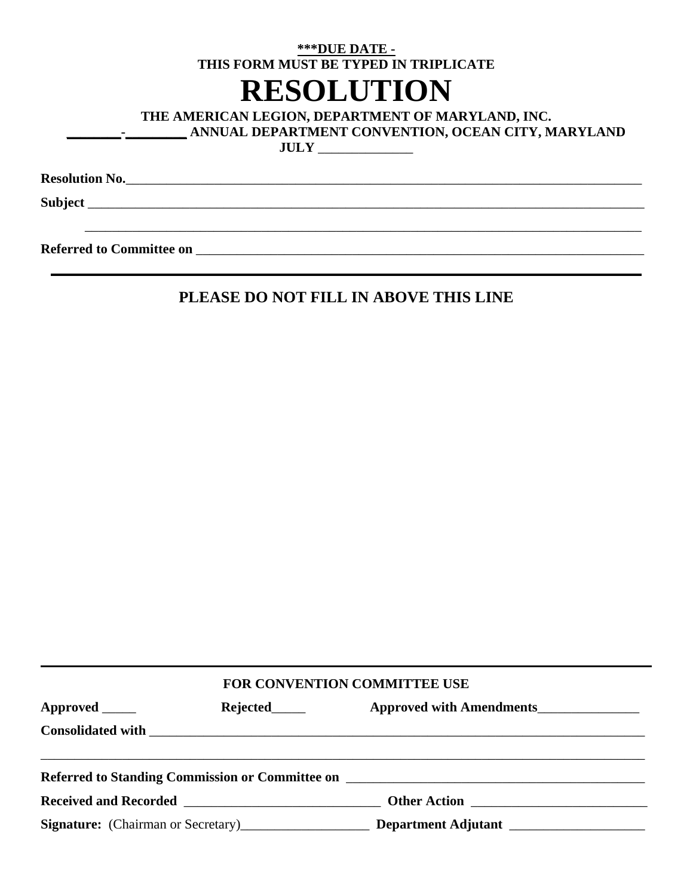**\*\*\*DUE DATE -**

**THIS FORM MUST BE TYPED IN TRIPLICATE**

# RESOLUTION

**THE AMERICAN LEGION, DEPARTMENT OF MARYLAND, INC.**

**_______-________ ANNUAL DEPARTMENT CONVENTION, OCEAN CITY, MARYLAND**

**JULY ______________**

**Resolution No.**_______________________________________________________________________________

**Subject** _______________________________________________________________________________________

_______________________________________________________________________________________

**Referred to Committee on** _____________________________________________________________________

---

**PLEASE DO NOT FILL IN ABOVE THIS LINE**

---

**FOR CONVENTION COMMITTEE USE**

**Approved** _____ **Rejected**_____ **Approved with Amendments**_______________

**Consolidated with** ___________________________________________________________________________

_______________________________________________________________________________________

**Referred to Standing Commission or Committee on** _____________________________________________

**Received and Recorded** _____________________________ **Other Action** __________________________

**Signature:** (Chairman or Secretary)___________________ **Department Adjutant** ____________________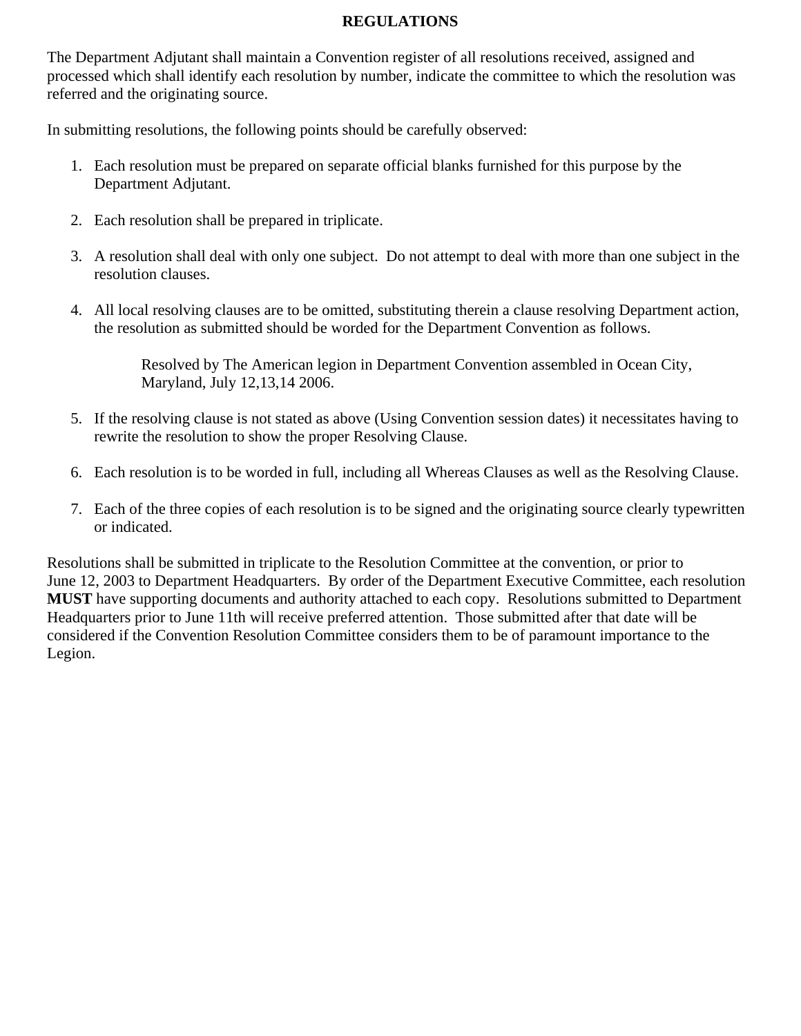# REGULATIONS

The Department Adjutant shall maintain a Convention register of all resolutions received, assigned and processed which shall identify each resolution by number, indicate the committee to which the resolution was referred and the originating source.

In submitting resolutions, the following points should be carefully observed:

1. Each resolution must be prepared on separate official blanks furnished for this purpose by the Department Adjutant.

2. Each resolution shall be prepared in triplicate.

3. A resolution shall deal with only one subject. Do not attempt to deal with more than one subject in the resolution clauses.

4. All local resolving clauses are to be omitted, substituting therein a clause resolving Department action, the resolution as submitted should be worded for the Department Convention as follows.

   Resolved by The American legion in Department Convention assembled in Ocean City, Maryland, July 12,13,14 2006.

5. If the resolving clause is not stated as above (Using Convention session dates) it necessitates having to rewrite the resolution to show the proper Resolving Clause.

6. Each resolution is to be worded in full, including all Whereas Clauses as well as the Resolving Clause.

7. Each of the three copies of each resolution is to be signed and the originating source clearly typewritten or indicated.

Resolutions shall be submitted in triplicate to the Resolution Committee at the convention, or prior to June 12, 2003 to Department Headquarters. By order of the Department Executive Committee, each resolution **MUST** have supporting documents and authority attached to each copy. Resolutions submitted to Department Headquarters prior to June 11th will receive preferred attention. Those submitted after that date will be considered if the Convention Resolution Committee considers them to be of paramount importance to the Legion.